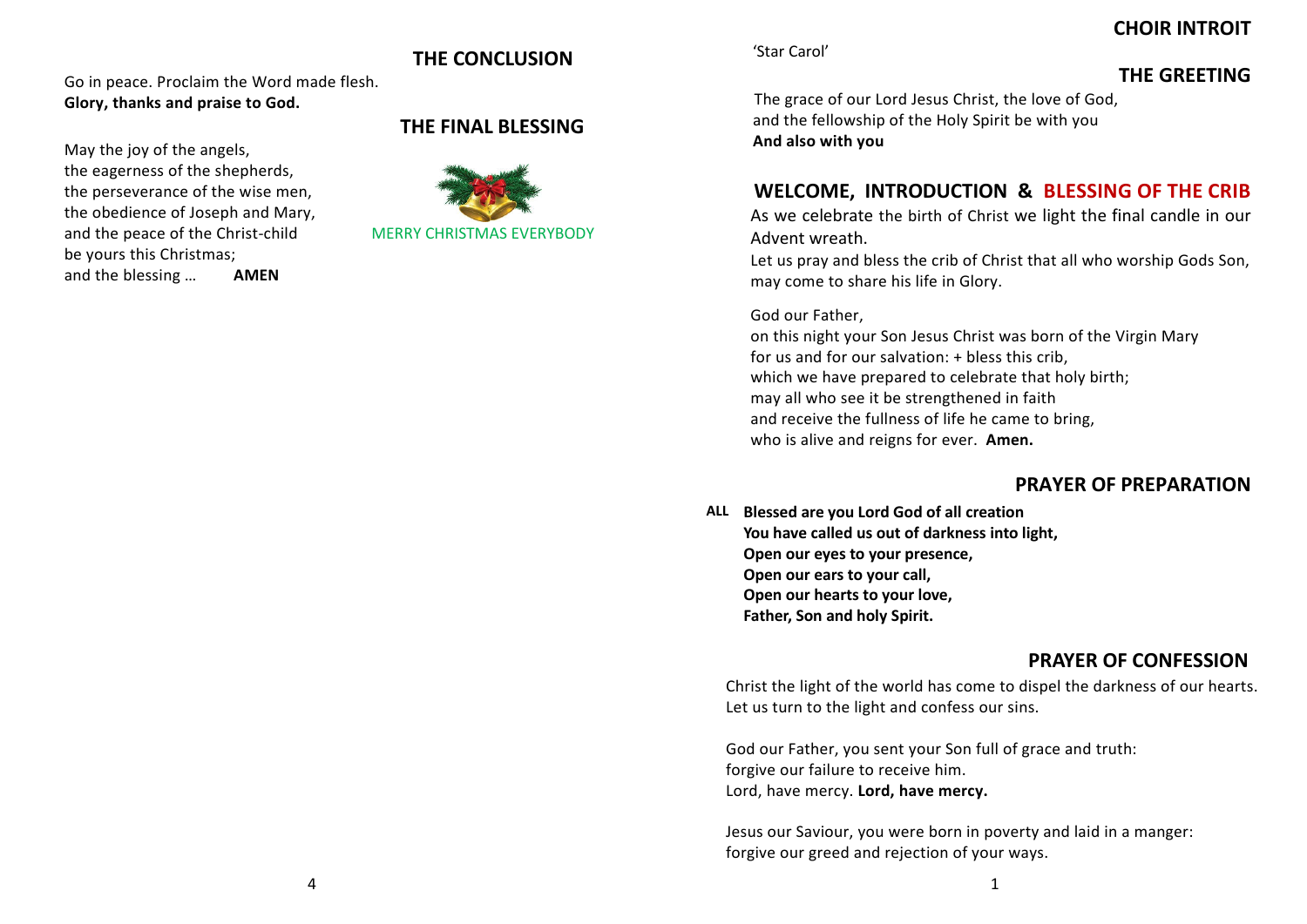## THE CONCLUSION

Go in peace. Proclaim the Word made flesh.
**Glory, thanks and praise to God.**

## THE FINAL BLESSING

May the joy of the angels,
the eagerness of the shepherds,
the perseverance of the wise men,
the obedience of Joseph and Mary,
and the peace of the Christ-child
be yours this Christmas;
and the blessing … **AMEN**

MERRY CHRISTMAS EVERYBODY

## CHOIR INTROIT

'Star Carol'

## THE GREETING

The grace of our Lord Jesus Christ, the love of God,
and the fellowship of the Holy Spirit be with you
**And also with you**

## WELCOME, INTRODUCTION & BLESSING OF THE CRIB

As we celebrate the birth of Christ we light the final candle in our Advent wreath.
Let us pray and bless the crib of Christ that all who worship Gods Son, may come to share his life in Glory.

God our Father,
on this night your Son Jesus Christ was born of the Virgin Mary
for us and for our salvation: + bless this crib,
which we have prepared to celebrate that holy birth;
may all who see it be strengthened in faith
and receive the fullness of life he came to bring,
who is alive and reigns for ever. **Amen.**

## PRAYER OF PREPARATION

ALL **Blessed are you Lord God of all creation**
**You have called us out of darkness into light,**
**Open our eyes to your presence,**
**Open our ears to your call,**
**Open our hearts to your love,**
**Father, Son and holy Spirit.**

## PRAYER OF CONFESSION

Christ the light of the world has come to dispel the darkness of our hearts. Let us turn to the light and confess our sins.

God our Father, you sent your Son full of grace and truth:
forgive our failure to receive him.
Lord, have mercy. **Lord, have mercy.**

Jesus our Saviour, you were born in poverty and laid in a manger:
forgive our greed and rejection of your ways.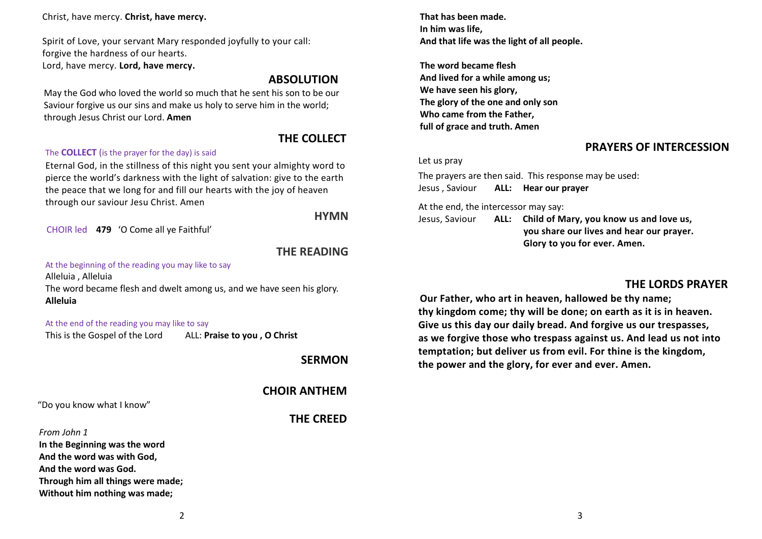Christ, have mercy. **Christ, have mercy.**

Spirit of Love, your servant Mary responded joyfully to your call:
forgive the hardness of our hearts.
Lord, have mercy. **Lord, have mercy.**

## ABSOLUTION

May the God who loved the world so much that he sent his son to be our Saviour forgive us our sins and make us holy to serve him in the world; through Jesus Christ our Lord. **Amen**

## THE COLLECT

The **COLLECT** (is the prayer for the day) is said

Eternal God, in the stillness of this night you sent your almighty word to pierce the world's darkness with the light of salvation: give to the earth the peace that we long for and fill our hearts with the joy of heaven through our saviour Jesu Christ. Amen

## HYMN

CHOIR led **479** 'O Come all ye Faithful'

## THE READING

At the beginning of the reading you may like to say

Alleluia , Alleluia
The word became flesh and dwelt among us, and we have seen his glory.
**Alleluia**

At the end of the reading you may like to say

This is the Gospel of the Lord ALL: **Praise to you , O Christ**

## SERMON

## CHOIR ANTHEM

"Do you know what I know"

## THE CREED

*From John 1*

**In the Beginning was the word**
**And the word was with God,**
**And the word was God.**
**Through him all things were made;**
**Without him nothing was made;**
**That has been made.**
**In him was life,**
**And that life was the light of all people.**

**The word became flesh**
**And lived for a while among us;**
**We have seen his glory,**
**The glory of the one and only son**
**Who came from the Father,**
**full of grace and truth. Amen**

## PRAYERS OF INTERCESSION

Let us pray

The prayers are then said. This response may be used:
Jesus , Saviour **ALL: Hear our prayer**

At the end, the intercessor may say:
Jesus, Saviour **ALL: Child of Mary, you know us and love us,**
**you share our lives and hear our prayer.**
**Glory to you for ever. Amen.**

## THE LORDS PRAYER

**Our Father, who art in heaven, hallowed be thy name; thy kingdom come; thy will be done; on earth as it is in heaven. Give us this day our daily bread. And forgive us our trespasses, as we forgive those who trespass against us. And lead us not into temptation; but deliver us from evil. For thine is the kingdom, the power and the glory, for ever and ever. Amen.**